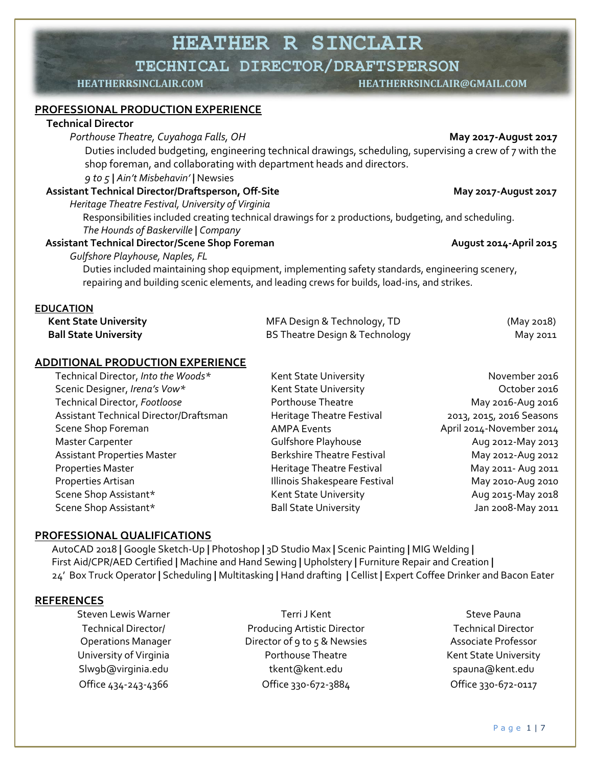# HEATHER R SINCLAIR

## TECHNICAL DIRECTOR/DRAFTSPERSON

**HEATHERRSINCLAIR.COM** **HEATHERRSINCLAIR@GMAIL.COM**

## PROFESSIONAL PRODUCTION EXPERIENCE

**Technical Director**

*Porthouse Theatre, Cuyahoga Falls, OH* **May 2017-August 2017**

Duties included budgeting, engineering technical drawings, scheduling, supervising a crew of 7 with the shop foreman, and collaborating with department heads and directors.

*9 to 5* **|** *Ain't Misbehavin'* **|** Newsies

**Assistant Technical Director/Draftsperson, Off-Site** **May 2017-August 2017**

*Heritage Theatre Festival, University of Virginia*

Responsibilities included creating technical drawings for 2 productions, budgeting, and scheduling.

*The Hounds of Baskerville* **|** *Company*

**Assistant Technical Director/Scene Shop Foreman** **August 2014-April 2015**

*Gulfshore Playhouse, Naples, FL*

Duties included maintaining shop equipment, implementing safety standards, engineering scenery, repairing and building scenic elements, and leading crews for builds, load-ins, and strikes.

## EDUCATION

| | | |
|---|---|---|
| **Kent State University** | MFA Design & Technology, TD | (May 2018) |
| **Ball State University** | BS Theatre Design & Technology | May 2011 |

## ADDITIONAL PRODUCTION EXPERIENCE

| | | |
|---|---|---|
| Technical Director, *Into the Woods** | Kent State University | November 2016 |
| Scenic Designer, *Irena's Vow** | Kent State University | October 2016 |
| Technical Director, *Footloose* | Porthouse Theatre | May 2016-Aug 2016 |
| Assistant Technical Director/Draftsman | Heritage Theatre Festival | 2013, 2015, 2016 Seasons |
| Scene Shop Foreman | AMPA Events | April 2014-November 2014 |
| Master Carpenter | Gulfshore Playhouse | Aug 2012-May 2013 |
| Assistant Properties Master | Berkshire Theatre Festival | May 2012-Aug 2012 |
| Properties Master | Heritage Theatre Festival | May 2011- Aug 2011 |
| Properties Artisan | Illinois Shakespeare Festival | May 2010-Aug 2010 |
| Scene Shop Assistant* | Kent State University | Aug 2015-May 2018 |
| Scene Shop Assistant* | Ball State University | Jan 2008-May 2011 |

## PROFESSIONAL QUALIFICATIONS

AutoCAD 2018 **|** Google Sketch-Up **|** Photoshop **|** 3D Studio Max **|** Scenic Painting **|** MIG Welding **|** First Aid/CPR/AED Certified **|** Machine and Hand Sewing **|** Upholstery **|** Furniture Repair and Creation **|** 24' Box Truck Operator **|** Scheduling **|** Multitasking **|** Hand drafting **|** Cellist **|** Expert Coffee Drinker and Bacon Eater

## REFERENCES

Steven Lewis Warner
Technical Director/
Operations Manager
University of Virginia
Slw9b@virginia.edu
Office 434-243-4366

Terri J Kent
Producing Artistic Director
Director of 9 to 5 & Newsies
Porthouse Theatre
tkent@kent.edu
Office 330-672-3884

Steve Pauna
Technical Director
Associate Professor
Kent State University
spauna@kent.edu
Office 330-672-0117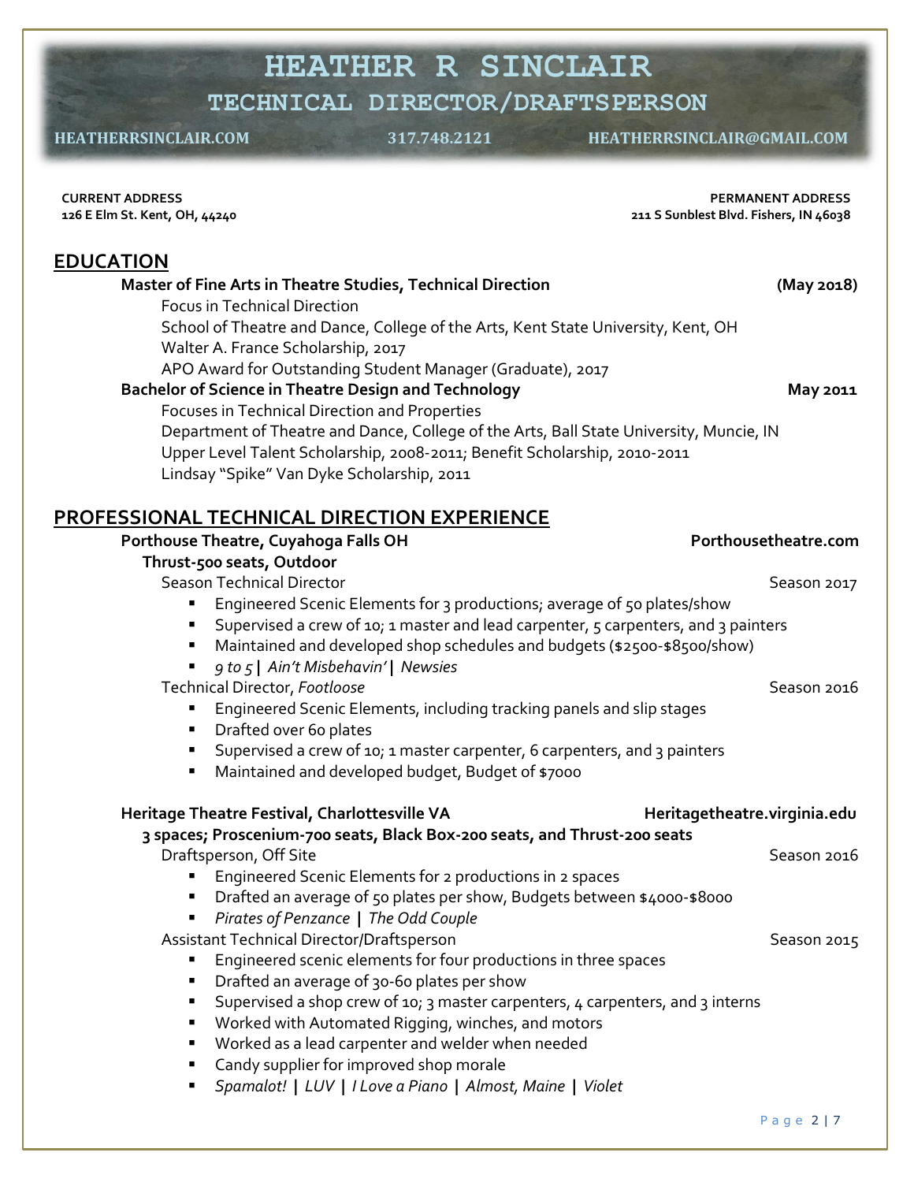# HEATHER R SINCLAIR

## TECHNICAL DIRECTOR/DRAFTSPERSON

**HEATHERRSINCLAIR.COM** **317.748.2121** **HEATHERRSINCLAIR@GMAIL.COM**

**CURRENT ADDRESS**
**126 E Elm St. Kent, OH, 44240**

**PERMANENT ADDRESS**
**211 S Sunblest Blvd. Fishers, IN 46038**

## EDUCATION

**Master of Fine Arts in Theatre Studies, Technical Direction** **(May 2018)**

Focus in Technical Direction
School of Theatre and Dance, College of the Arts, Kent State University, Kent, OH
Walter A. France Scholarship, 2017
APO Award for Outstanding Student Manager (Graduate), 2017

**Bachelor of Science in Theatre Design and Technology** **May 2011**

Focuses in Technical Direction and Properties
Department of Theatre and Dance, College of the Arts, Ball State University, Muncie, IN
Upper Level Talent Scholarship, 2008-2011; Benefit Scholarship, 2010-2011
Lindsay "Spike" Van Dyke Scholarship, 2011

## PROFESSIONAL TECHNICAL DIRECTION EXPERIENCE

**Porthouse Theatre, Cuyahoga Falls OH** **Porthousetheatre.com**
**Thrust-500 seats, Outdoor**

Season Technical Director — Season 2017

- Engineered Scenic Elements for 3 productions; average of 50 plates/show
- Supervised a crew of 10; 1 master and lead carpenter, 5 carpenters, and 3 painters
- Maintained and developed shop schedules and budgets ($2500-$8500/show)
- *9 to 5* | *Ain't Misbehavin'* | *Newsies*

Technical Director, *Footloose* — Season 2016

- Engineered Scenic Elements, including tracking panels and slip stages
- Drafted over 60 plates
- Supervised a crew of 10; 1 master carpenter, 6 carpenters, and 3 painters
- Maintained and developed budget, Budget of $7000

**Heritage Theatre Festival, Charlottesville VA** **Heritagetheatre.virginia.edu**
**3 spaces; Proscenium-700 seats, Black Box-200 seats, and Thrust-200 seats**

Draftsperson, Off Site — Season 2016

- Engineered Scenic Elements for 2 productions in 2 spaces
- Drafted an average of 50 plates per show, Budgets between $4000-$8000
- *Pirates of Penzance* | *The Odd Couple*

Assistant Technical Director/Draftsperson — Season 2015

- Engineered scenic elements for four productions in three spaces
- Drafted an average of 30-60 plates per show
- Supervised a shop crew of 10; 3 master carpenters, 4 carpenters, and 3 interns
- Worked with Automated Rigging, winches, and motors
- Worked as a lead carpenter and welder when needed
- Candy supplier for improved shop morale
- *Spamalot!* | *LUV* | *I Love a Piano* | *Almost, Maine* | *Violet*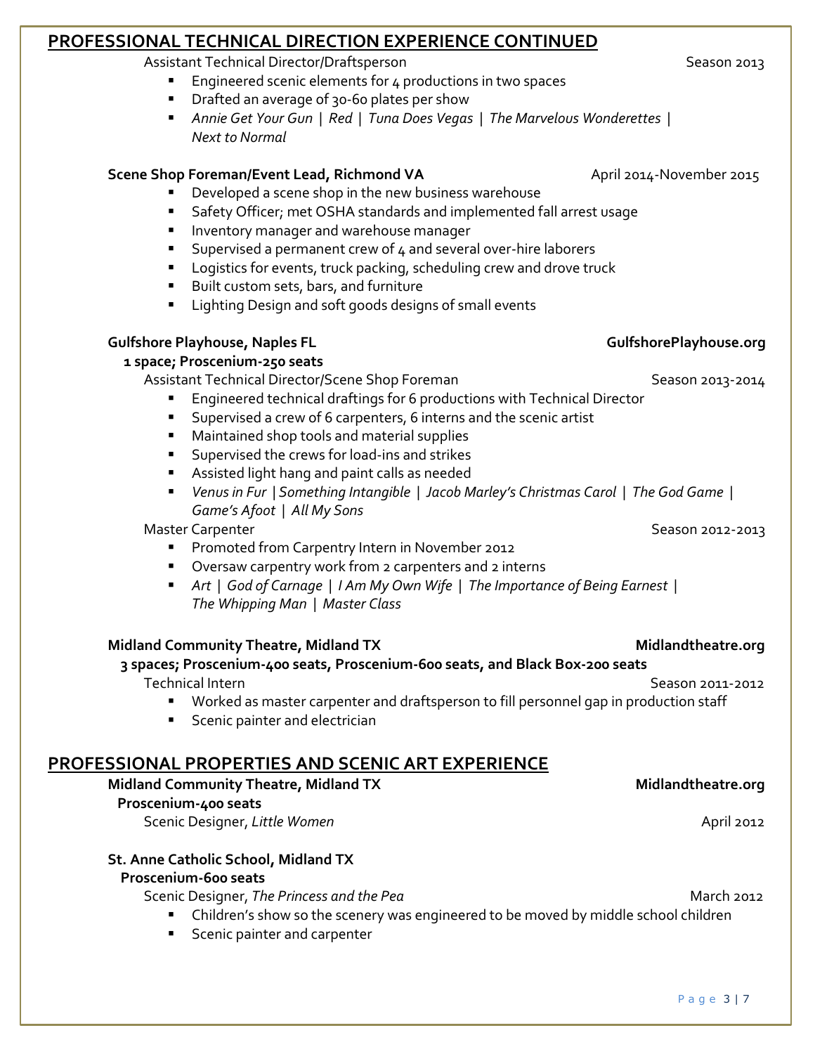## PROFESSIONAL TECHNICAL DIRECTION EXPERIENCE CONTINUED

Assistant Technical Director/Draftsperson — Season 2013

- Engineered scenic elements for 4 productions in two spaces
- Drafted an average of 30-60 plates per show
- *Annie Get Your Gun | Red | Tuna Does Vegas | The Marvelous Wonderettes | Next to Normal*

**Scene Shop Foreman/Event Lead, Richmond VA** — April 2014-November 2015

- Developed a scene shop in the new business warehouse
- Safety Officer; met OSHA standards and implemented fall arrest usage
- Inventory manager and warehouse manager
- Supervised a permanent crew of 4 and several over-hire laborers
- Logistics for events, truck packing, scheduling crew and drove truck
- Built custom sets, bars, and furniture
- Lighting Design and soft goods designs of small events

**Gulfshore Playhouse, Naples FL** — **GulfshorePlayhouse.org**

**1 space; Proscenium-250 seats**

Assistant Technical Director/Scene Shop Foreman — Season 2013-2014

- Engineered technical draftings for 6 productions with Technical Director
- Supervised a crew of 6 carpenters, 6 interns and the scenic artist
- Maintained shop tools and material supplies
- Supervised the crews for load-ins and strikes
- Assisted light hang and paint calls as needed
- *Venus in Fur | Something Intangible | Jacob Marley's Christmas Carol | The God Game | Game's Afoot | All My Sons*

Master Carpenter — Season 2012-2013

- Promoted from Carpentry Intern in November 2012
- Oversaw carpentry work from 2 carpenters and 2 interns
- *Art | God of Carnage | I Am My Own Wife | The Importance of Being Earnest | The Whipping Man | Master Class*

**Midland Community Theatre, Midland TX** — **Midlandtheatre.org**

**3 spaces; Proscenium-400 seats, Proscenium-600 seats, and Black Box-200 seats**

Technical Intern — Season 2011-2012

- Worked as master carpenter and draftsperson to fill personnel gap in production staff
- Scenic painter and electrician

## PROFESSIONAL PROPERTIES AND SCENIC ART EXPERIENCE

**Midland Community Theatre, Midland TX** — **Midlandtheatre.org**

**Proscenium-400 seats**

Scenic Designer, *Little Women* — April 2012

**St. Anne Catholic School, Midland TX**

**Proscenium-600 seats**

Scenic Designer, *The Princess and the Pea* — March 2012

- Children's show so the scenery was engineered to be moved by middle school children
- Scenic painter and carpenter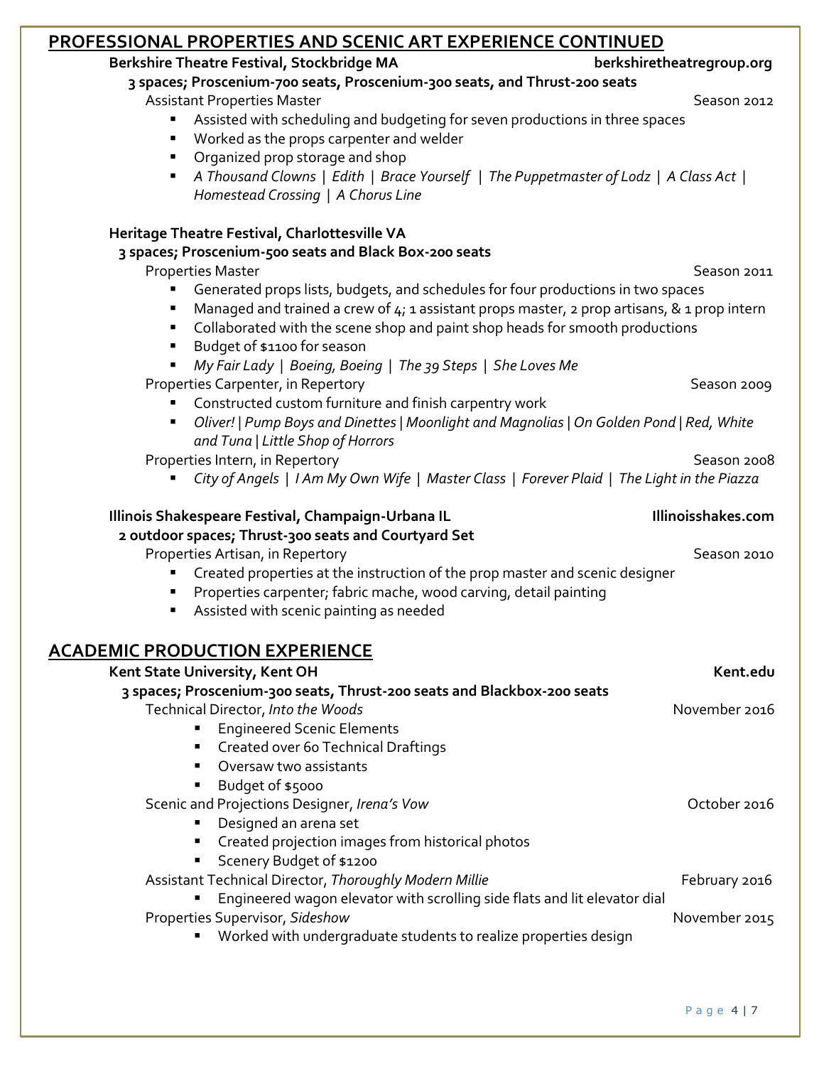## PROFESSIONAL PROPERTIES AND SCENIC ART EXPERIENCE CONTINUED

**Berkshire Theatre Festival, Stockbridge MA** **berkshiretheatregroup.org**

**3 spaces; Proscenium-700 seats, Proscenium-300 seats, and Thrust-200 seats**

Assistant Properties Master — Season 2012

- Assisted with scheduling and budgeting for seven productions in three spaces
- Worked as the props carpenter and welder
- Organized prop storage and shop
- *A Thousand Clowns | Edith | Brace Yourself | The Puppetmaster of Lodz | A Class Act | Homestead Crossing | A Chorus Line*

**Heritage Theatre Festival, Charlottesville VA**

**3 spaces; Proscenium-500 seats and Black Box-200 seats**

Properties Master — Season 2011

- Generated props lists, budgets, and schedules for four productions in two spaces
- Managed and trained a crew of 4; 1 assistant props master, 2 prop artisans, & 1 prop intern
- Collaborated with the scene shop and paint shop heads for smooth productions
- Budget of $1100 for season
- *My Fair Lady | Boeing, Boeing | The 39 Steps | She Loves Me*

Properties Carpenter, in Repertory — Season 2009

- Constructed custom furniture and finish carpentry work
- *Oliver! | Pump Boys and Dinettes | Moonlight and Magnolias | On Golden Pond | Red, White and Tuna | Little Shop of Horrors*

Properties Intern, in Repertory — Season 2008

- *City of Angels | I Am My Own Wife | Master Class | Forever Plaid | The Light in the Piazza*

**Illinois Shakespeare Festival, Champaign-Urbana IL** **Illinoisshakes.com**

**2 outdoor spaces; Thrust-300 seats and Courtyard Set**

Properties Artisan, in Repertory — Season 2010

- Created properties at the instruction of the prop master and scenic designer
- Properties carpenter; fabric mache, wood carving, detail painting
- Assisted with scenic painting as needed

## ACADEMIC PRODUCTION EXPERIENCE

**Kent State University, Kent OH** **Kent.edu**

**3 spaces; Proscenium-300 seats, Thrust-200 seats and Blackbox-200 seats**

Technical Director, *Into the Woods* — November 2016

- Engineered Scenic Elements
- Created over 60 Technical Draftings
- Oversaw two assistants
- Budget of $5000

Scenic and Projections Designer, *Irena's Vow* — October 2016

- Designed an arena set
- Created projection images from historical photos
- Scenery Budget of $1200

Assistant Technical Director, *Thoroughly Modern Millie* — February 2016

- Engineered wagon elevator with scrolling side flats and lit elevator dial

Properties Supervisor, *Sideshow* — November 2015

- Worked with undergraduate students to realize properties design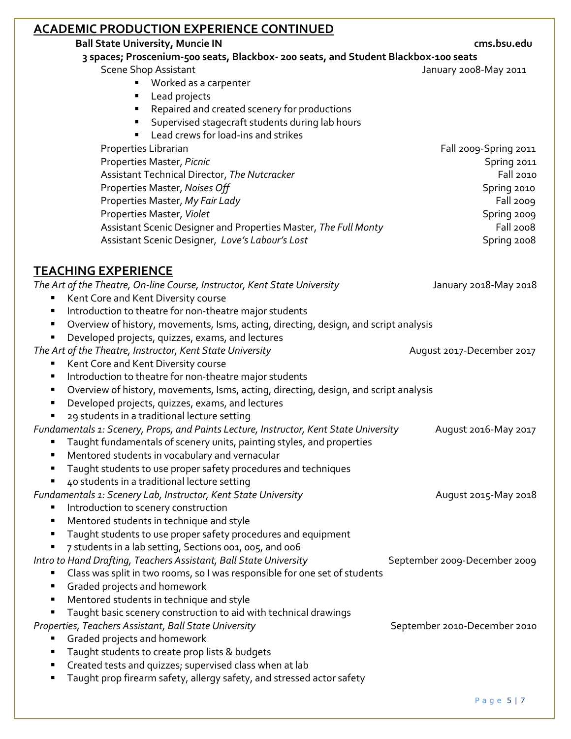## ACADEMIC PRODUCTION EXPERIENCE CONTINUED

**Ball State University, Muncie IN** — **cms.bsu.edu**

**3 spaces; Proscenium-500 seats, Blackbox- 200 seats, and Student Blackbox-100 seats**

Scene Shop Assistant — January 2008-May 2011

- Worked as a carpenter
- Lead projects
- Repaired and created scenery for productions
- Supervised stagecraft students during lab hours
- Lead crews for load-ins and strikes

Properties Librarian — Fall 2009-Spring 2011
Properties Master, *Picnic* — Spring 2011
Assistant Technical Director, *The Nutcracker* — Fall 2010
Properties Master, *Noises Off* — Spring 2010
Properties Master, *My Fair Lady* — Fall 2009
Properties Master, *Violet* — Spring 2009
Assistant Scenic Designer and Properties Master, *The Full Monty* — Fall 2008
Assistant Scenic Designer, *Love's Labour's Lost* — Spring 2008

## TEACHING EXPERIENCE

*The Art of the Theatre, On-line Course, Instructor, Kent State University* — January 2018-May 2018

- Kent Core and Kent Diversity course
- Introduction to theatre for non-theatre major students
- Overview of history, movements, Isms, acting, directing, design, and script analysis
- Developed projects, quizzes, exams, and lectures

*The Art of the Theatre, Instructor, Kent State University* — August 2017-December 2017

- Kent Core and Kent Diversity course
- Introduction to theatre for non-theatre major students
- Overview of history, movements, Isms, acting, directing, design, and script analysis
- Developed projects, quizzes, exams, and lectures
- 29 students in a traditional lecture setting

*Fundamentals 1: Scenery, Props, and Paints Lecture, Instructor, Kent State University* — August 2016-May 2017

- Taught fundamentals of scenery units, painting styles, and properties
- Mentored students in vocabulary and vernacular
- Taught students to use proper safety procedures and techniques
- 40 students in a traditional lecture setting

*Fundamentals 1: Scenery Lab, Instructor, Kent State University* — August 2015-May 2018

- Introduction to scenery construction
- Mentored students in technique and style
- Taught students to use proper safety procedures and equipment
- 7 students in a lab setting, Sections 001, 005, and 006

*Intro to Hand Drafting, Teachers Assistant, Ball State University* — September 2009-December 2009

- Class was split in two rooms, so I was responsible for one set of students
- Graded projects and homework
- Mentored students in technique and style
- Taught basic scenery construction to aid with technical drawings

*Properties, Teachers Assistant, Ball State University* — September 2010-December 2010

- Graded projects and homework
- Taught students to create prop lists & budgets
- Created tests and quizzes; supervised class when at lab
- Taught prop firearm safety, allergy safety, and stressed actor safety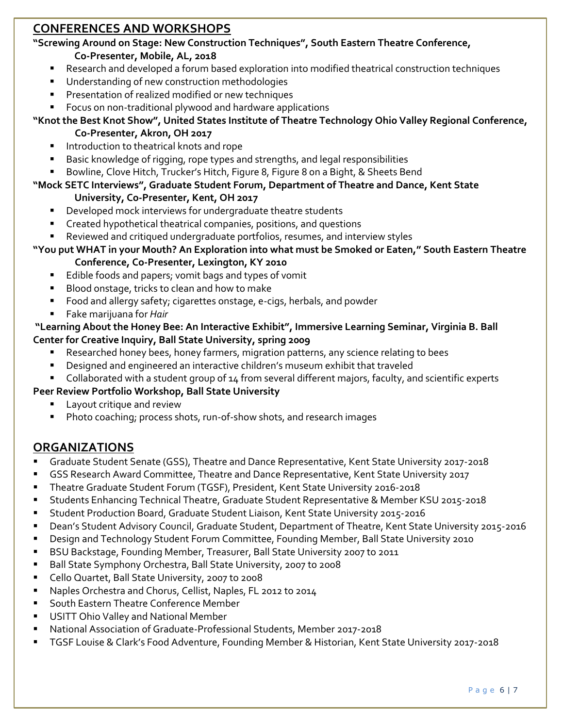## CONFERENCES AND WORKSHOPS

**"Screwing Around on Stage: New Construction Techniques", South Eastern Theatre Conference, Co-Presenter, Mobile, AL, 2018**

- Research and developed a forum based exploration into modified theatrical construction techniques
- Understanding of new construction methodologies
- Presentation of realized modified or new techniques
- Focus on non-traditional plywood and hardware applications

**"Knot the Best Knot Show", United States Institute of Theatre Technology Ohio Valley Regional Conference, Co-Presenter, Akron, OH 2017**

- Introduction to theatrical knots and rope
- Basic knowledge of rigging, rope types and strengths, and legal responsibilities
- Bowline, Clove Hitch, Trucker's Hitch, Figure 8, Figure 8 on a Bight, & Sheets Bend

**"Mock SETC Interviews", Graduate Student Forum, Department of Theatre and Dance, Kent State University, Co-Presenter, Kent, OH 2017**

- Developed mock interviews for undergraduate theatre students
- Created hypothetical theatrical companies, positions, and questions
- Reviewed and critiqued undergraduate portfolios, resumes, and interview styles

**"You put WHAT in your Mouth? An Exploration into what must be Smoked or Eaten," South Eastern Theatre Conference, Co-Presenter, Lexington, KY 2010**

- Edible foods and papers; vomit bags and types of vomit
- Blood onstage, tricks to clean and how to make
- Food and allergy safety; cigarettes onstage, e-cigs, herbals, and powder
- Fake marijuana for *Hair*

**"Learning About the Honey Bee: An Interactive Exhibit", Immersive Learning Seminar, Virginia B. Ball Center for Creative Inquiry, Ball State University, spring 2009**

- Researched honey bees, honey farmers, migration patterns, any science relating to bees
- Designed and engineered an interactive children's museum exhibit that traveled
- Collaborated with a student group of 14 from several different majors, faculty, and scientific experts

**Peer Review Portfolio Workshop, Ball State University**

- Layout critique and review
- Photo coaching; process shots, run-of-show shots, and research images

## ORGANIZATIONS

- Graduate Student Senate (GSS), Theatre and Dance Representative, Kent State University 2017-2018
- GSS Research Award Committee, Theatre and Dance Representative, Kent State University 2017
- Theatre Graduate Student Forum (TGSF), President, Kent State University 2016-2018
- Students Enhancing Technical Theatre, Graduate Student Representative & Member KSU 2015-2018
- Student Production Board, Graduate Student Liaison, Kent State University 2015-2016
- Dean's Student Advisory Council, Graduate Student, Department of Theatre, Kent State University 2015-2016
- Design and Technology Student Forum Committee, Founding Member, Ball State University 2010
- BSU Backstage, Founding Member, Treasurer, Ball State University 2007 to 2011
- Ball State Symphony Orchestra, Ball State University, 2007 to 2008
- Cello Quartet, Ball State University, 2007 to 2008
- Naples Orchestra and Chorus, Cellist, Naples, FL 2012 to 2014
- South Eastern Theatre Conference Member
- USITT Ohio Valley and National Member
- National Association of Graduate-Professional Students, Member 2017-2018
- TGSF Louise & Clark's Food Adventure, Founding Member & Historian, Kent State University 2017-2018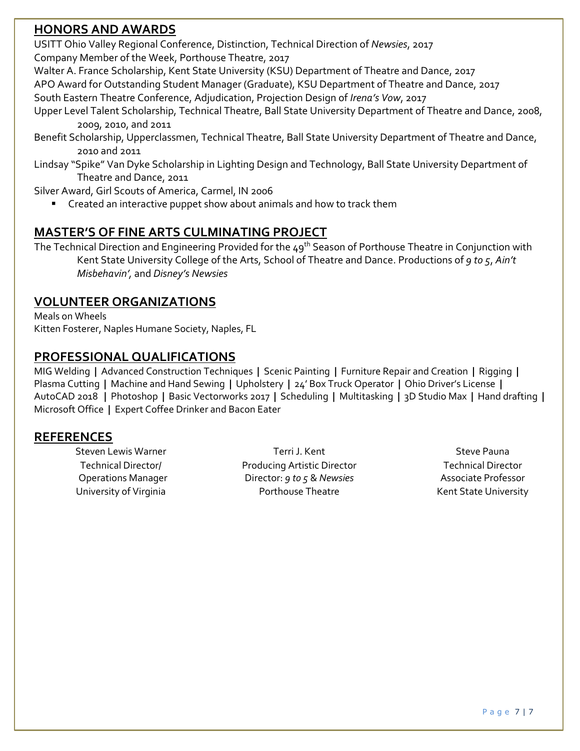## HONORS AND AWARDS

USITT Ohio Valley Regional Conference, Distinction, Technical Direction of *Newsies*, 2017
Company Member of the Week, Porthouse Theatre, 2017
Walter A. France Scholarship, Kent State University (KSU) Department of Theatre and Dance, 2017
APO Award for Outstanding Student Manager (Graduate), KSU Department of Theatre and Dance, 2017
South Eastern Theatre Conference, Adjudication, Projection Design of *Irena's Vow*, 2017
Upper Level Talent Scholarship, Technical Theatre, Ball State University Department of Theatre and Dance, 2008, 2009, 2010, and 2011
Benefit Scholarship, Upperclassmen, Technical Theatre, Ball State University Department of Theatre and Dance, 2010 and 2011
Lindsay "Spike" Van Dyke Scholarship in Lighting Design and Technology, Ball State University Department of Theatre and Dance, 2011
Silver Award, Girl Scouts of America, Carmel, IN 2006

- Created an interactive puppet show about animals and how to track them

## MASTER'S OF FINE ARTS CULMINATING PROJECT

The Technical Direction and Engineering Provided for the 49th Season of Porthouse Theatre in Conjunction with Kent State University College of the Arts, School of Theatre and Dance. Productions of *9 to 5*, *Ain't Misbehavin'*, and *Disney's Newsies*

## VOLUNTEER ORGANIZATIONS

Meals on Wheels
Kitten Fosterer, Naples Humane Society, Naples, FL

## PROFESSIONAL QUALIFICATIONS

MIG Welding | Advanced Construction Techniques | Scenic Painting | Furniture Repair and Creation | Rigging | Plasma Cutting | Machine and Hand Sewing | Upholstery | 24' Box Truck Operator | Ohio Driver's License | AutoCAD 2018 | Photoshop | Basic Vectorworks 2017 | Scheduling | Multitasking | 3D Studio Max | Hand drafting | Microsoft Office | Expert Coffee Drinker and Bacon Eater

## REFERENCES

Steven Lewis Warner
Technical Director/
Operations Manager
University of Virginia

Terri J. Kent
Producing Artistic Director
Director: *9 to 5* & *Newsies*
Porthouse Theatre

Steve Pauna
Technical Director
Associate Professor
Kent State University